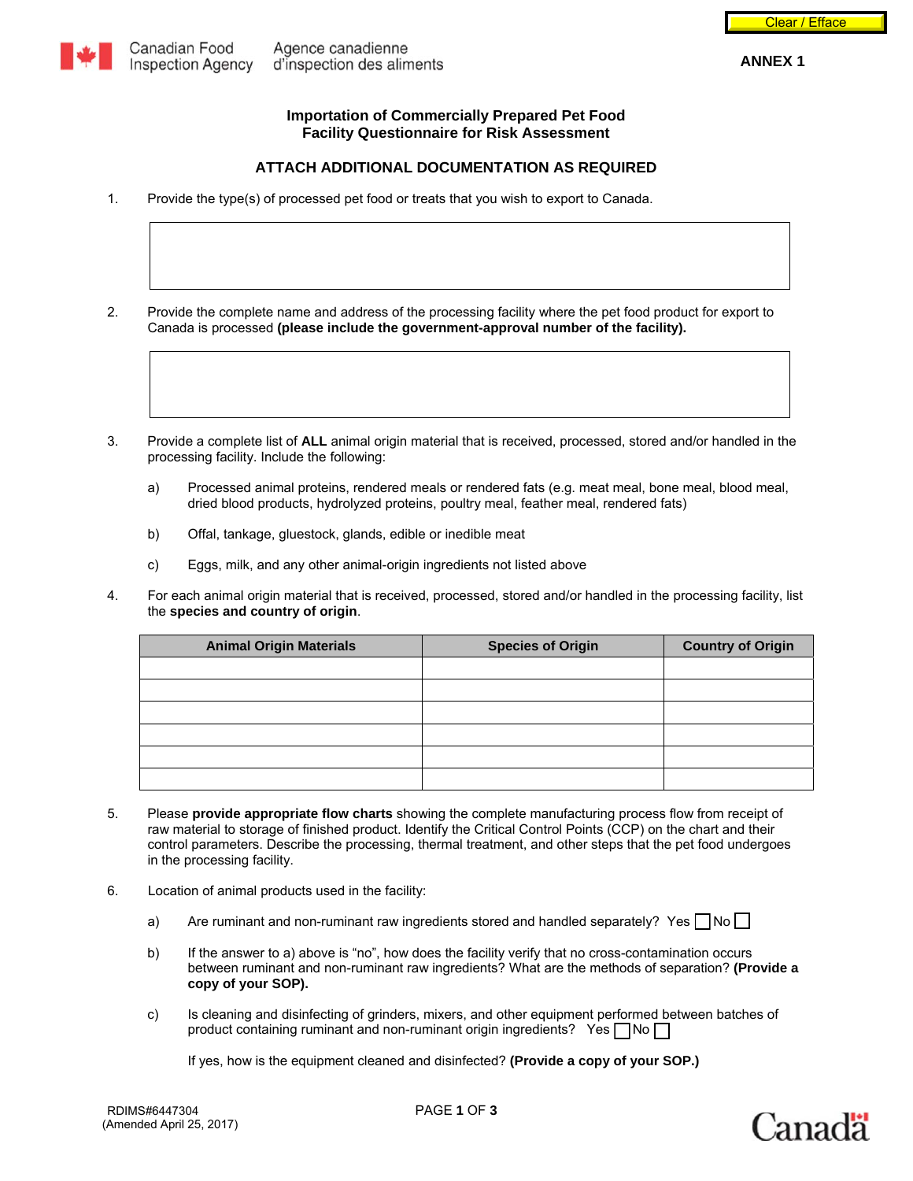Canadian Food Inspection Agency | Agence canadienne d'inspection des aliments

**ANNEX 1**

# Importation of Commercially Prepared Pet Food
# Facility Questionnaire for Risk Assessment

## ATTACH ADDITIONAL DOCUMENTATION AS REQUIRED

1. Provide the type(s) of processed pet food or treats that you wish to export to Canada.

2. Provide the complete name and address of the processing facility where the pet food product for export to Canada is processed **(please include the government-approval number of the facility).**

3. Provide a complete list of **ALL** animal origin material that is received, processed, stored and/or handled in the processing facility. Include the following:

   a) Processed animal proteins, rendered meals or rendered fats (e.g. meat meal, bone meal, blood meal, dried blood products, hydrolyzed proteins, poultry meal, feather meal, rendered fats)

   b) Offal, tankage, gluestock, glands, edible or inedible meat

   c) Eggs, milk, and any other animal-origin ingredients not listed above

4. For each animal origin material that is received, processed, stored and/or handled in the processing facility, list the **species and country of origin**.

| Animal Origin Materials | Species of Origin | Country of Origin |
|---|---|---|
| | | |
| | | |
| | | |
| | | |
| | | |
| | | |

5. Please **provide appropriate flow charts** showing the complete manufacturing process flow from receipt of raw material to storage of finished product. Identify the Critical Control Points (CCP) on the chart and their control parameters. Describe the processing, thermal treatment, and other steps that the pet food undergoes in the processing facility.

6. Location of animal products used in the facility:

   a) Are ruminant and non-ruminant raw ingredients stored and handled separately? Yes ☐ No ☐

   b) If the answer to a) above is "no", how does the facility verify that no cross-contamination occurs between ruminant and non-ruminant raw ingredients? What are the methods of separation? **(Provide a copy of your SOP).**

   c) Is cleaning and disinfecting of grinders, mixers, and other equipment performed between batches of product containing ruminant and non-ruminant origin ingredients? Yes ☐ No ☐

      If yes, how is the equipment cleaned and disinfected? **(Provide a copy of your SOP.)**

RDIMS#6447304
(Amended April 25, 2017)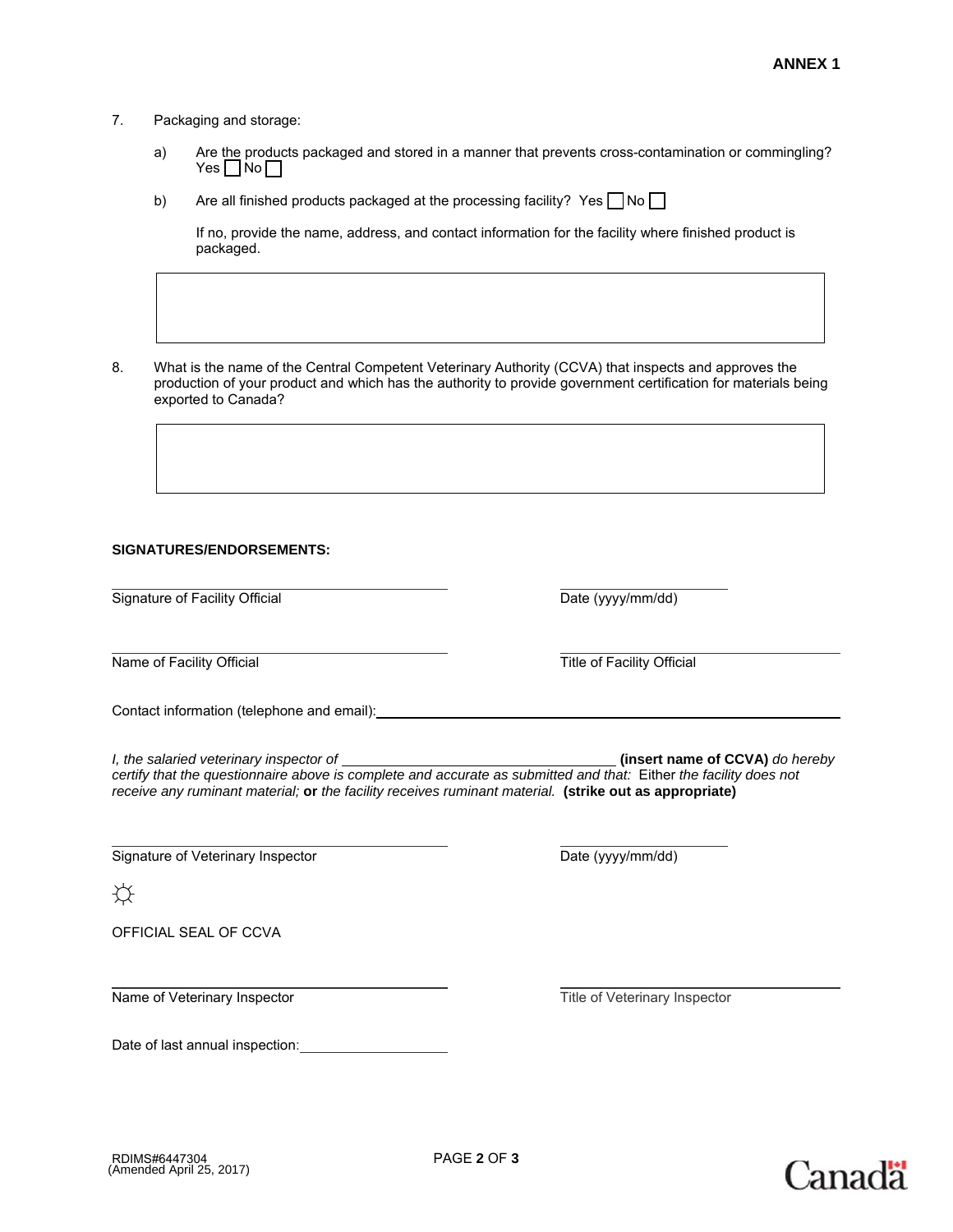**ANNEX 1**

7. Packaging and storage:

   a) Are the products packaged and stored in a manner that prevents cross-contamination or commingling? Yes ☐ No ☐

   b) Are all finished products packaged at the processing facility? Yes ☐ No ☐

   If no, provide the name, address, and contact information for the facility where finished product is packaged.

   |  |
   |---|
   |  |

8. What is the name of the Central Competent Veterinary Authority (CCVA) that inspects and approves the production of your product and which has the authority to provide government certification for materials being exported to Canada?

   |  |
   |---|
   |  |

**SIGNATURES/ENDORSEMENTS:**

Signature of Facility Official ____________________ Date (yyyy/mm/dd) ____________________

Name of Facility Official ____________________ Title of Facility Official ____________________

Contact information (telephone and email): ____________________

*I, the salaried veterinary inspector of* ____________________ **(insert name of CCVA)** *do hereby certify that the questionnaire above is complete and accurate as submitted and that:* Either *the facility does not receive any ruminant material;* **or** *the facility receives ruminant material.* **(strike out as appropriate)**

Signature of Veterinary Inspector ____________________ Date (yyyy/mm/dd) ____________________

☼

OFFICIAL SEAL OF CCVA

Name of Veterinary Inspector ____________________ Title of Veterinary Inspector ____________________

Date of last annual inspection: ____________________

RDIMS#6447304
(Amended April 25, 2017)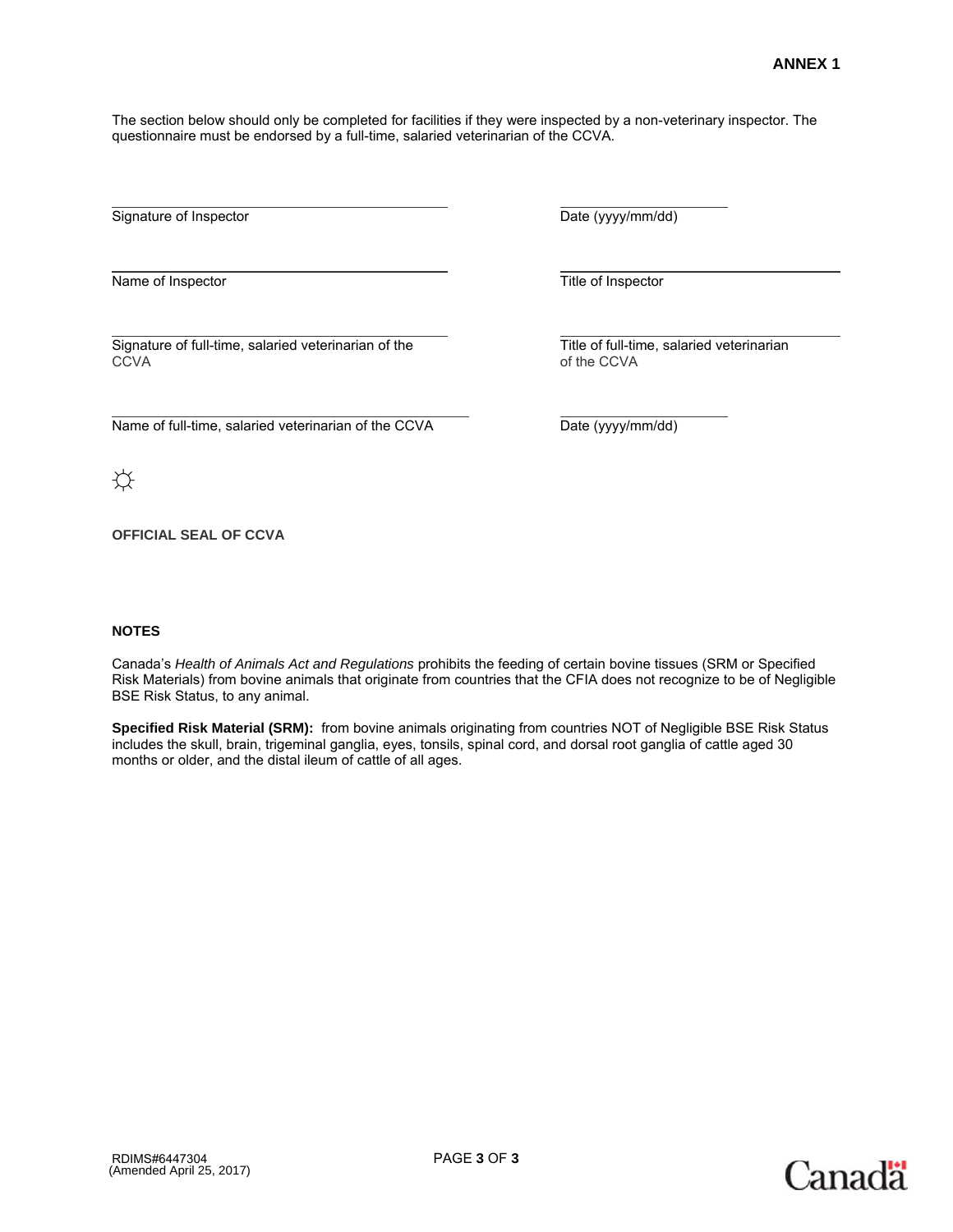**ANNEX 1**

The section below should only be completed for facilities if they were inspected by a non-veterinary inspector. The questionnaire must be endorsed by a full-time, salaried veterinarian of the CCVA.

| | |
|---|---|
| Signature of Inspector | Date (yyyy/mm/dd) |
| Name of Inspector | Title of Inspector |
| Signature of full-time, salaried veterinarian of the CCVA | Title of full-time, salaried veterinarian of the CCVA |
| Name of full-time, salaried veterinarian of the CCVA | Date (yyyy/mm/dd) |

☼

**OFFICIAL SEAL OF CCVA**

**NOTES**

Canada's *Health of Animals Act and Regulations* prohibits the feeding of certain bovine tissues (SRM or Specified Risk Materials) from bovine animals that originate from countries that the CFIA does not recognize to be of Negligible BSE Risk Status, to any animal.

**Specified Risk Material (SRM):** from bovine animals originating from countries NOT of Negligible BSE Risk Status includes the skull, brain, trigeminal ganglia, eyes, tonsils, spinal cord, and dorsal root ganglia of cattle aged 30 months or older, and the distal ileum of cattle of all ages.

RDIMS#6447304
(Amended April 25, 2017)